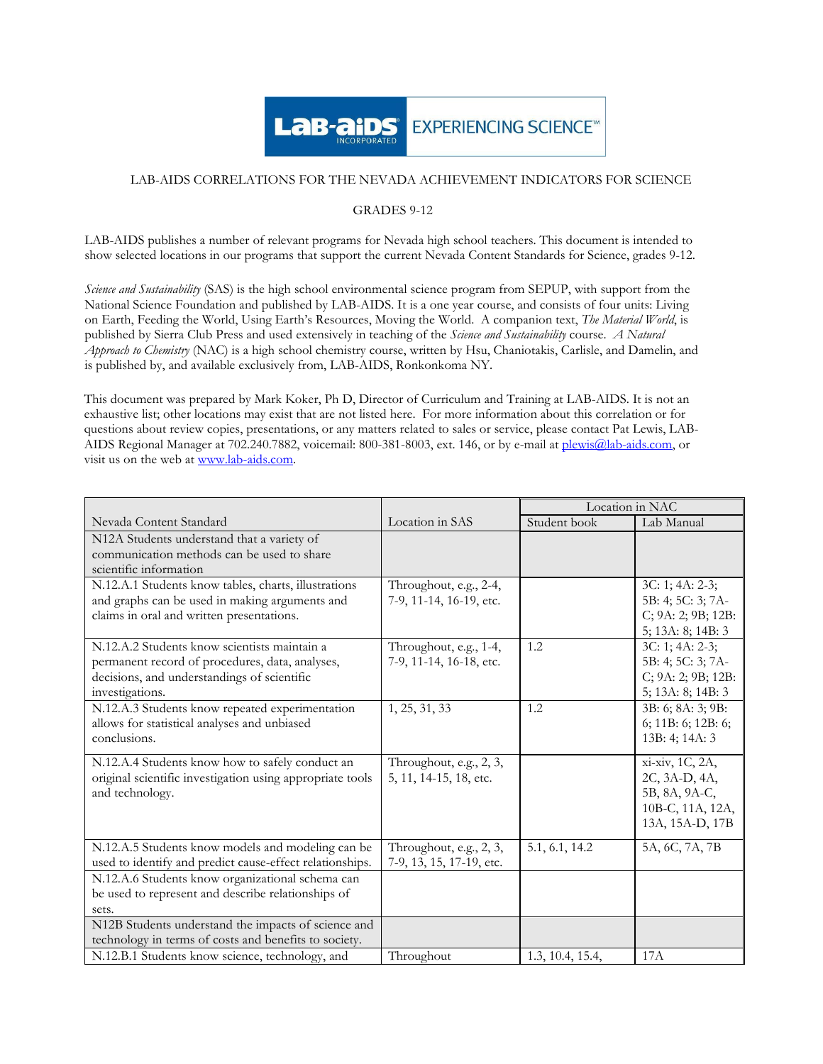LAB-AIDS CORRELATIONS FOR THE NEVADA ACHIEVEMENT INDICATORS FOR SCIENCE

GRADES 9-12

LAB-AIDS publishes a number of relevant programs for Nevada high school teachers. This document is intended to show selected locations in our programs that support the current Nevada Content Standards for Science, grades 9-12.

*Science and Sustainability* (SAS) is the high school environmental science program from SEPUP, with support from the National Science Foundation and published by LAB-AIDS. It is a one year course, and consists of four units: Living on Earth, Feeding the World, Using Earth's Resources, Moving the World. A companion text, *The Material World*, is published by Sierra Club Press and used extensively in teaching of the *Science and Sustainability* course. *A Natural Approach to Chemistry* (NAC) is a high school chemistry course, written by Hsu, Chaniotakis, Carlisle, and Damelin, and is published by, and available exclusively from, LAB-AIDS, Ronkonkoma NY.

This document was prepared by Mark Koker, Ph D, Director of Curriculum and Training at LAB-AIDS. It is not an exhaustive list; other locations may exist that are not listed here. For more information about this correlation or for questions about review copies, presentations, or any matters related to sales or service, please contact Pat Lewis, LAB-AIDS Regional Manager at 702.240.7882, voicemail: 800-381-8003, ext. 146, or by e-mail at plewis@lab-aids.com, or visit us on the web at www.lab-aids.com.

| Nevada Content Standard | Location in SAS | Location in NAC | |
|---|---|---|---|
| | | Student book | Lab Manual |
| N12A Students understand that a variety of communication methods can be used to share scientific information | | | |
| N.12.A.1 Students know tables, charts, illustrations and graphs can be used in making arguments and claims in oral and written presentations. | Throughout, e.g., 2-4, 7-9, 11-14, 16-19, etc. | | 3C: 1; 4A: 2-3; 5B: 4; 5C: 3; 7A-C; 9A: 2; 9B; 12B: 5; 13A: 8; 14B: 3 |
| N.12.A.2 Students know scientists maintain a permanent record of procedures, data, analyses, decisions, and understandings of scientific investigations. | Throughout, e.g., 1-4, 7-9, 11-14, 16-18, etc. | 1.2 | 3C: 1; 4A: 2-3; 5B: 4; 5C: 3; 7A-C; 9A: 2; 9B; 12B: 5; 13A: 8; 14B: 3 |
| N.12.A.3 Students know repeated experimentation allows for statistical analyses and unbiased conclusions. | 1, 25, 31, 33 | 1.2 | 3B: 6; 8A: 3; 9B: 6; 11B: 6; 12B: 6; 13B: 4; 14A: 3 |
| N.12.A.4 Students know how to safely conduct an original scientific investigation using appropriate tools and technology. | Throughout, e.g., 2, 3, 5, 11, 14-15, 18, etc. | | xi-xiv, 1C, 2A, 2C, 3A-D, 4A, 5B, 8A, 9A-C, 10B-C, 11A, 12A, 13A, 15A-D, 17B |
| N.12.A.5 Students know models and modeling can be used to identify and predict cause-effect relationships. | Throughout, e.g., 2, 3, 7-9, 13, 15, 17-19, etc. | 5.1, 6.1, 14.2 | 5A, 6C, 7A, 7B |
| N.12.A.6 Students know organizational schema can be used to represent and describe relationships of sets. | | | |
| N12B Students understand the impacts of science and technology in terms of costs and benefits to society. | | | |
| N.12.B.1 Students know science, technology, and | Throughout | 1.3, 10.4, 15.4, | 17A |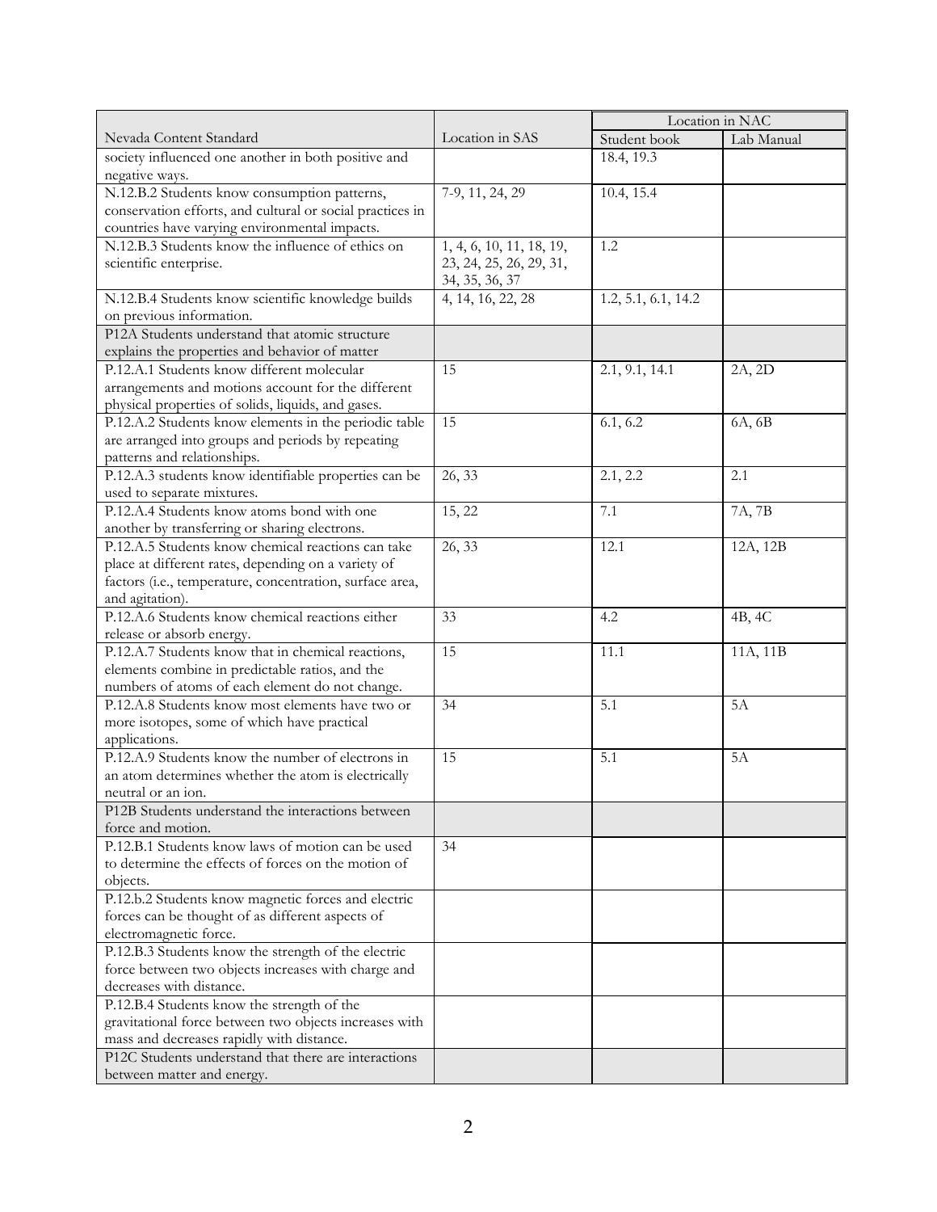| Nevada Content Standard | Location in SAS | Location in NAC | |
|---|---|---|---|
| | | Student book | Lab Manual |
| society influenced one another in both positive and negative ways. | | 18.4, 19.3 | |
| N.12.B.2 Students know consumption patterns, conservation efforts, and cultural or social practices in countries have varying environmental impacts. | 7-9, 11, 24, 29 | 10.4, 15.4 | |
| N.12.B.3 Students know the influence of ethics on scientific enterprise. | 1, 4, 6, 10, 11, 18, 19, 23, 24, 25, 26, 29, 31, 34, 35, 36, 37 | 1.2 | |
| N.12.B.4 Students know scientific knowledge builds on previous information. | 4, 14, 16, 22, 28 | 1.2, 5.1, 6.1, 14.2 | |
| P12A Students understand that atomic structure explains the properties and behavior of matter | | | |
| P.12.A.1 Students know different molecular arrangements and motions account for the different physical properties of solids, liquids, and gases. | 15 | 2.1, 9.1, 14.1 | 2A, 2D |
| P.12.A.2 Students know elements in the periodic table are arranged into groups and periods by repeating patterns and relationships. | 15 | 6.1, 6.2 | 6A, 6B |
| P.12.A.3 students know identifiable properties can be used to separate mixtures. | 26, 33 | 2.1, 2.2 | 2.1 |
| P.12.A.4 Students know atoms bond with one another by transferring or sharing electrons. | 15, 22 | 7.1 | 7A, 7B |
| P.12.A.5 Students know chemical reactions can take place at different rates, depending on a variety of factors (i.e., temperature, concentration, surface area, and agitation). | 26, 33 | 12.1 | 12A, 12B |
| P.12.A.6 Students know chemical reactions either release or absorb energy. | 33 | 4.2 | 4B, 4C |
| P.12.A.7 Students know that in chemical reactions, elements combine in predictable ratios, and the numbers of atoms of each element do not change. | 15 | 11.1 | 11A, 11B |
| P.12.A.8 Students know most elements have two or more isotopes, some of which have practical applications. | 34 | 5.1 | 5A |
| P.12.A.9 Students know the number of electrons in an atom determines whether the atom is electrically neutral or an ion. | 15 | 5.1 | 5A |
| P12B Students understand the interactions between force and motion. | | | |
| P.12.B.1 Students know laws of motion can be used to determine the effects of forces on the motion of objects. | 34 | | |
| P.12.b.2 Students know magnetic forces and electric forces can be thought of as different aspects of electromagnetic force. | | | |
| P.12.B.3 Students know the strength of the electric force between two objects increases with charge and decreases with distance. | | | |
| P.12.B.4 Students know the strength of the gravitational force between two objects increases with mass and decreases rapidly with distance. | | | |
| P12C Students understand that there are interactions between matter and energy. | | | |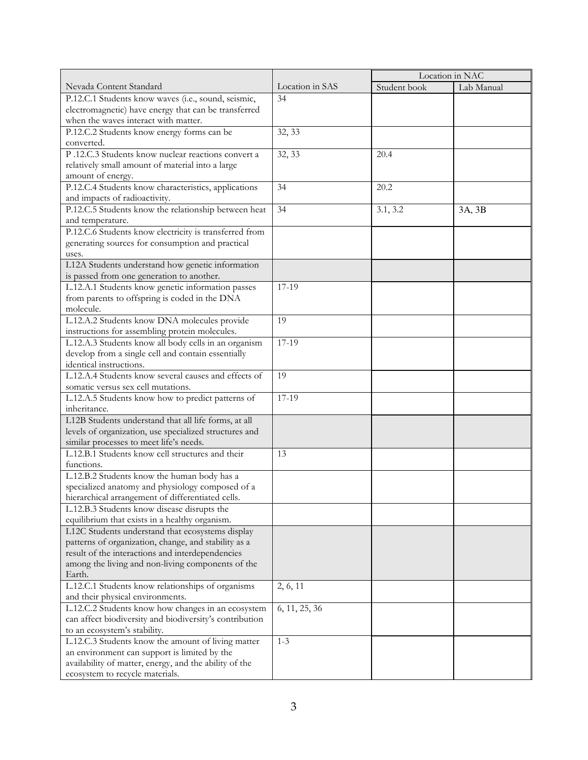| Nevada Content Standard | Location in SAS | Location in NAC | |
|---|---|---|---|
| | | Student book | Lab Manual |
| P.12.C.1 Students know waves (i.e., sound, seismic, electromagnetic) have energy that can be transferred when the waves interact with matter. | 34 | | |
| P.12.C.2 Students know energy forms can be converted. | 32, 33 | | |
| P .12.C.3 Students know nuclear reactions convert a relatively small amount of material into a large amount of energy. | 32, 33 | 20.4 | |
| P.12.C.4 Students know characteristics, applications and impacts of radioactivity. | 34 | 20.2 | |
| P.12.C.5 Students know the relationship between heat and temperature. | 34 | 3.1, 3.2 | 3A, 3B |
| P.12.C.6 Students know electricity is transferred from generating sources for consumption and practical uses. | | | |
| L12A Students understand how genetic information is passed from one generation to another. | | | |
| L.12.A.1 Students know genetic information passes from parents to offspring is coded in the DNA molecule. | 17-19 | | |
| L.12.A.2 Students know DNA molecules provide instructions for assembling protein molecules. | 19 | | |
| L.12.A.3 Students know all body cells in an organism develop from a single cell and contain essentially identical instructions. | 17-19 | | |
| L.12.A.4 Students know several causes and effects of somatic versus sex cell mutations. | 19 | | |
| L.12.A.5 Students know how to predict patterns of inheritance. | 17-19 | | |
| L12B Students understand that all life forms, at all levels of organization, use specialized structures and similar processes to meet life's needs. | | | |
| L.12.B.1 Students know cell structures and their functions. | 13 | | |
| L.12.B.2 Students know the human body has a specialized anatomy and physiology composed of a hierarchical arrangement of differentiated cells. | | | |
| L.12.B.3 Students know disease disrupts the equilibrium that exists in a healthy organism. | | | |
| L12C Students understand that ecosystems display patterns of organization, change, and stability as a result of the interactions and interdependencies among the living and non-living components of the Earth. | | | |
| L.12.C.1 Students know relationships of organisms and their physical environments. | 2, 6, 11 | | |
| L.12.C.2 Students know how changes in an ecosystem can affect biodiversity and biodiversity's contribution to an ecosystem's stability. | 6, 11, 25, 36 | | |
| L.12.C.3 Students know the amount of living matter an environment can support is limited by the availability of matter, energy, and the ability of the ecosystem to recycle materials. | 1-3 | | |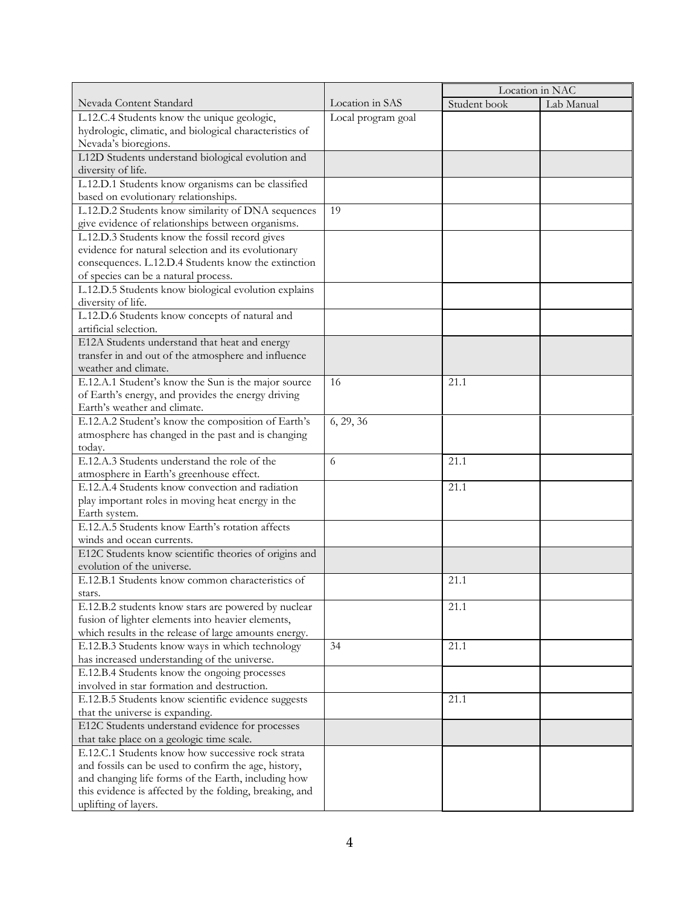| Nevada Content Standard | Location in SAS | Location in NAC | |
|---|---|---|---|
| | | Student book | Lab Manual |
| L.12.C.4 Students know the unique geologic, hydrologic, climatic, and biological characteristics of Nevada's bioregions. | Local program goal | | |
| L12D Students understand biological evolution and diversity of life. | | | |
| L.12.D.1 Students know organisms can be classified based on evolutionary relationships. | | | |
| L.12.D.2 Students know similarity of DNA sequences give evidence of relationships between organisms. | 19 | | |
| L.12.D.3 Students know the fossil record gives evidence for natural selection and its evolutionary consequences. L.12.D.4 Students know the extinction of species can be a natural process. | | | |
| L.12.D.5 Students know biological evolution explains diversity of life. | | | |
| L.12.D.6 Students know concepts of natural and artificial selection. | | | |
| E12A Students understand that heat and energy transfer in and out of the atmosphere and influence weather and climate. | | | |
| E.12.A.1 Student's know the Sun is the major source of Earth's energy, and provides the energy driving Earth's weather and climate. | 16 | 21.1 | |
| E.12.A.2 Student's know the composition of Earth's atmosphere has changed in the past and is changing today. | 6, 29, 36 | | |
| E.12.A.3 Students understand the role of the atmosphere in Earth's greenhouse effect. | 6 | 21.1 | |
| E.12.A.4 Students know convection and radiation play important roles in moving heat energy in the Earth system. | | 21.1 | |
| E.12.A.5 Students know Earth's rotation affects winds and ocean currents. | | | |
| E12C Students know scientific theories of origins and evolution of the universe. | | | |
| E.12.B.1 Students know common characteristics of stars. | | 21.1 | |
| E.12.B.2 students know stars are powered by nuclear fusion of lighter elements into heavier elements, which results in the release of large amounts energy. | | 21.1 | |
| E.12.B.3 Students know ways in which technology has increased understanding of the universe. | 34 | 21.1 | |
| E.12.B.4 Students know the ongoing processes involved in star formation and destruction. | | | |
| E.12.B.5 Students know scientific evidence suggests that the universe is expanding. | | 21.1 | |
| E12C Students understand evidence for processes that take place on a geologic time scale. | | | |
| E.12.C.1 Students know how successive rock strata and fossils can be used to confirm the age, history, and changing life forms of the Earth, including how this evidence is affected by the folding, breaking, and uplifting of layers. | | | |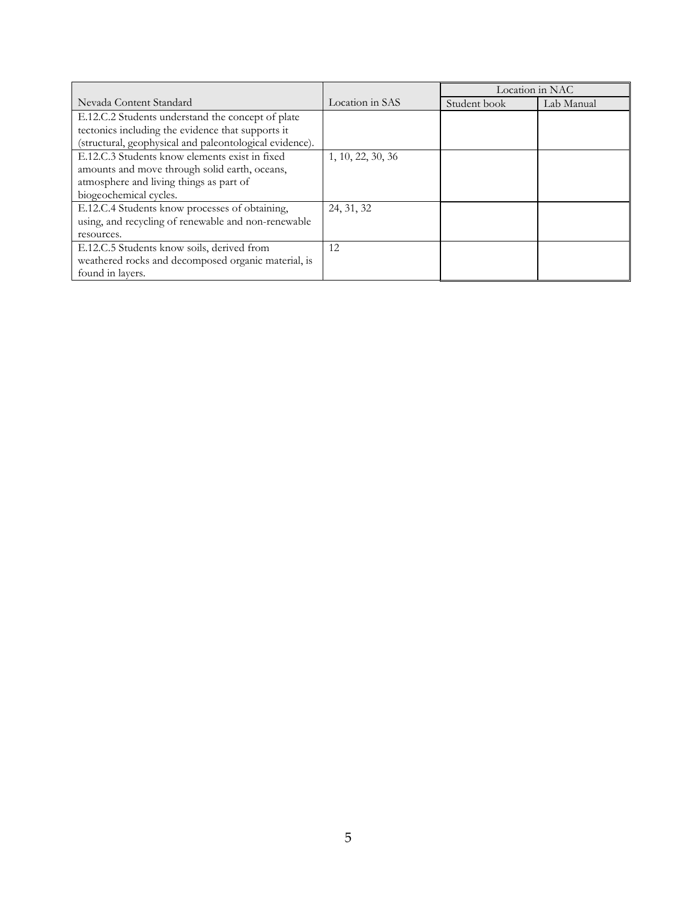| Nevada Content Standard | Location in SAS | Location in NAC | |
|---|---|---|---|
| | | Student book | Lab Manual |
| E.12.C.2 Students understand the concept of plate tectonics including the evidence that supports it (structural, geophysical and paleontological evidence). | | | |
| E.12.C.3 Students know elements exist in fixed amounts and move through solid earth, oceans, atmosphere and living things as part of biogeochemical cycles. | 1, 10, 22, 30, 36 | | |
| E.12.C.4 Students know processes of obtaining, using, and recycling of renewable and non-renewable resources. | 24, 31, 32 | | |
| E.12.C.5 Students know soils, derived from weathered rocks and decomposed organic material, is found in layers. | 12 | | |